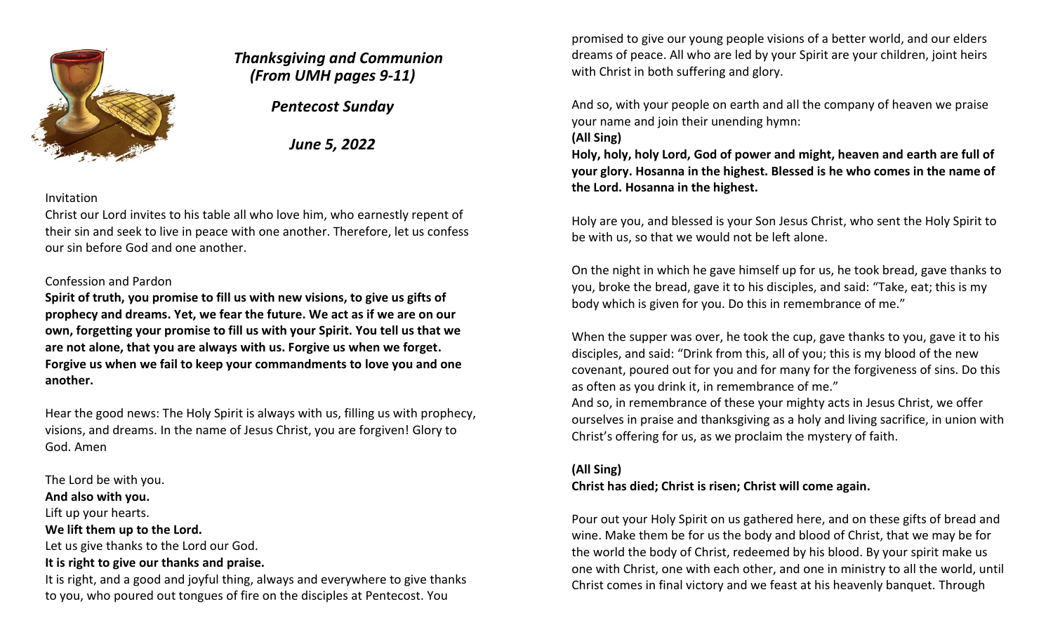## *Thanksgiving and Communion (From UMH pages 9-11)*

### *Pentecost Sunday*

### *June 5, 2022*

Invitation

Christ our Lord invites to his table all who love him, who earnestly repent of their sin and seek to live in peace with one another. Therefore, let us confess our sin before God and one another.

Confession and Pardon

**Spirit of truth, you promise to fill us with new visions, to give us gifts of prophecy and dreams. Yet, we fear the future. We act as if we are on our own, forgetting your promise to fill us with your Spirit. You tell us that we are not alone, that you are always with us. Forgive us when we forget. Forgive us when we fail to keep your commandments to love you and one another.**

Hear the good news: The Holy Spirit is always with us, filling us with prophecy, visions, and dreams. In the name of Jesus Christ, you are forgiven! Glory to God. Amen

The Lord be with you.
**And also with you.**
Lift up your hearts.
**We lift them up to the Lord.**
Let us give thanks to the Lord our God.
**It is right to give our thanks and praise.**
It is right, and a good and joyful thing, always and everywhere to give thanks to you, who poured out tongues of fire on the disciples at Pentecost. You promised to give our young people visions of a better world, and our elders dreams of peace. All who are led by your Spirit are your children, joint heirs with Christ in both suffering and glory.

And so, with your people on earth and all the company of heaven we praise your name and join their unending hymn:
**(All Sing)**
**Holy, holy, holy Lord, God of power and might, heaven and earth are full of your glory. Hosanna in the highest. Blessed is he who comes in the name of the Lord. Hosanna in the highest.**

Holy are you, and blessed is your Son Jesus Christ, who sent the Holy Spirit to be with us, so that we would not be left alone.

On the night in which he gave himself up for us, he took bread, gave thanks to you, broke the bread, gave it to his disciples, and said: "Take, eat; this is my body which is given for you. Do this in remembrance of me."

When the supper was over, he took the cup, gave thanks to you, gave it to his disciples, and said: "Drink from this, all of you; this is my blood of the new covenant, poured out for you and for many for the forgiveness of sins. Do this as often as you drink it, in remembrance of me."
And so, in remembrance of these your mighty acts in Jesus Christ, we offer ourselves in praise and thanksgiving as a holy and living sacrifice, in union with Christ's offering for us, as we proclaim the mystery of faith.

**(All Sing)**
**Christ has died; Christ is risen; Christ will come again.**

Pour out your Holy Spirit on us gathered here, and on these gifts of bread and wine. Make them be for us the body and blood of Christ, that we may be for the world the body of Christ, redeemed by his blood. By your spirit make us one with Christ, one with each other, and one in ministry to all the world, until Christ comes in final victory and we feast at his heavenly banquet. Through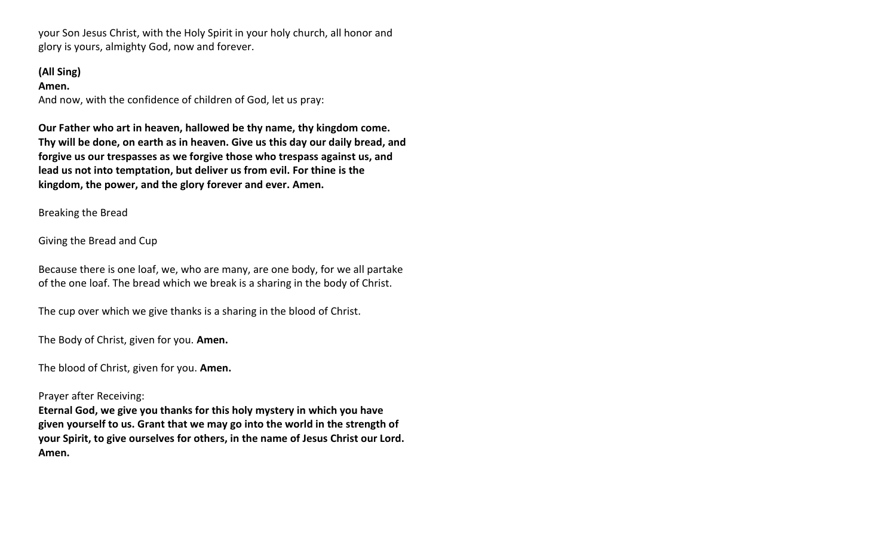your Son Jesus Christ, with the Holy Spirit in your holy church, all honor and glory is yours, almighty God, now and forever.

**(All Sing)**
**Amen.**
And now, with the confidence of children of God, let us pray:

**Our Father who art in heaven, hallowed be thy name, thy kingdom come. Thy will be done, on earth as in heaven. Give us this day our daily bread, and forgive us our trespasses as we forgive those who trespass against us, and lead us not into temptation, but deliver us from evil. For thine is the kingdom, the power, and the glory forever and ever. Amen.**

Breaking the Bread

Giving the Bread and Cup

Because there is one loaf, we, who are many, are one body, for we all partake of the one loaf. The bread which we break is a sharing in the body of Christ.

The cup over which we give thanks is a sharing in the blood of Christ.

The Body of Christ, given for you. **Amen.**

The blood of Christ, given for you. **Amen.**

Prayer after Receiving:
**Eternal God, we give you thanks for this holy mystery in which you have given yourself to us. Grant that we may go into the world in the strength of your Spirit, to give ourselves for others, in the name of Jesus Christ our Lord. Amen.**